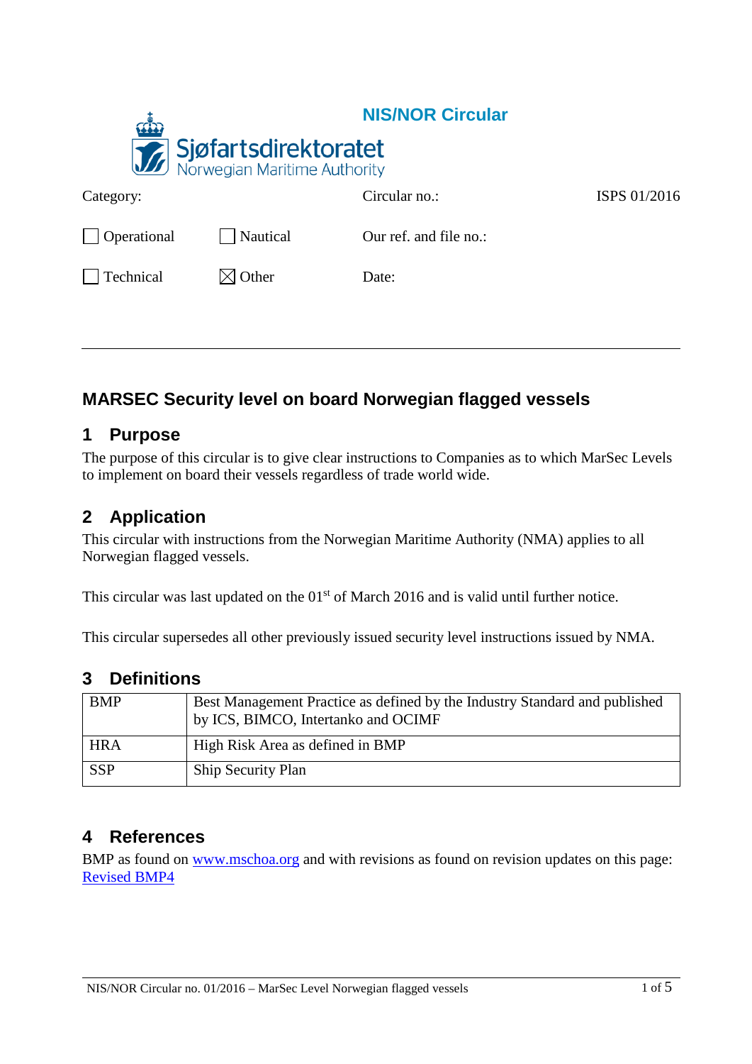**NIS/NOR Circular**

Sjøfartsdirektoratet
Norwegian Maritime Authority

| Category: | | Circular no.: | ISPS 01/2016 |
|---|---|---|---|
| ☐ Operational | ☐ Nautical | Our ref. and file no.: | |
| ☐ Technical | ☒ Other | Date: | |

---

# MARSEC Security level on board Norwegian flagged vessels

## 1 Purpose

The purpose of this circular is to give clear instructions to Companies as to which MarSec Levels to implement on board their vessels regardless of trade world wide.

## 2 Application

This circular with instructions from the Norwegian Maritime Authority (NMA) applies to all Norwegian flagged vessels.

This circular was last updated on the 01st of March 2016 and is valid until further notice.

This circular supersedes all other previously issued security level instructions issued by NMA.

## 3 Definitions

| | |
|---|---|
| BMP | Best Management Practice as defined by the Industry Standard and published by ICS, BIMCO, Intertanko and OCIMF |
| HRA | High Risk Area as defined in BMP |
| SSP | Ship Security Plan |

## 4 References

BMP as found on [www.mschoa.org](www.mschoa.org) and with revisions as found on revision updates on this page: [Revised BMP4]()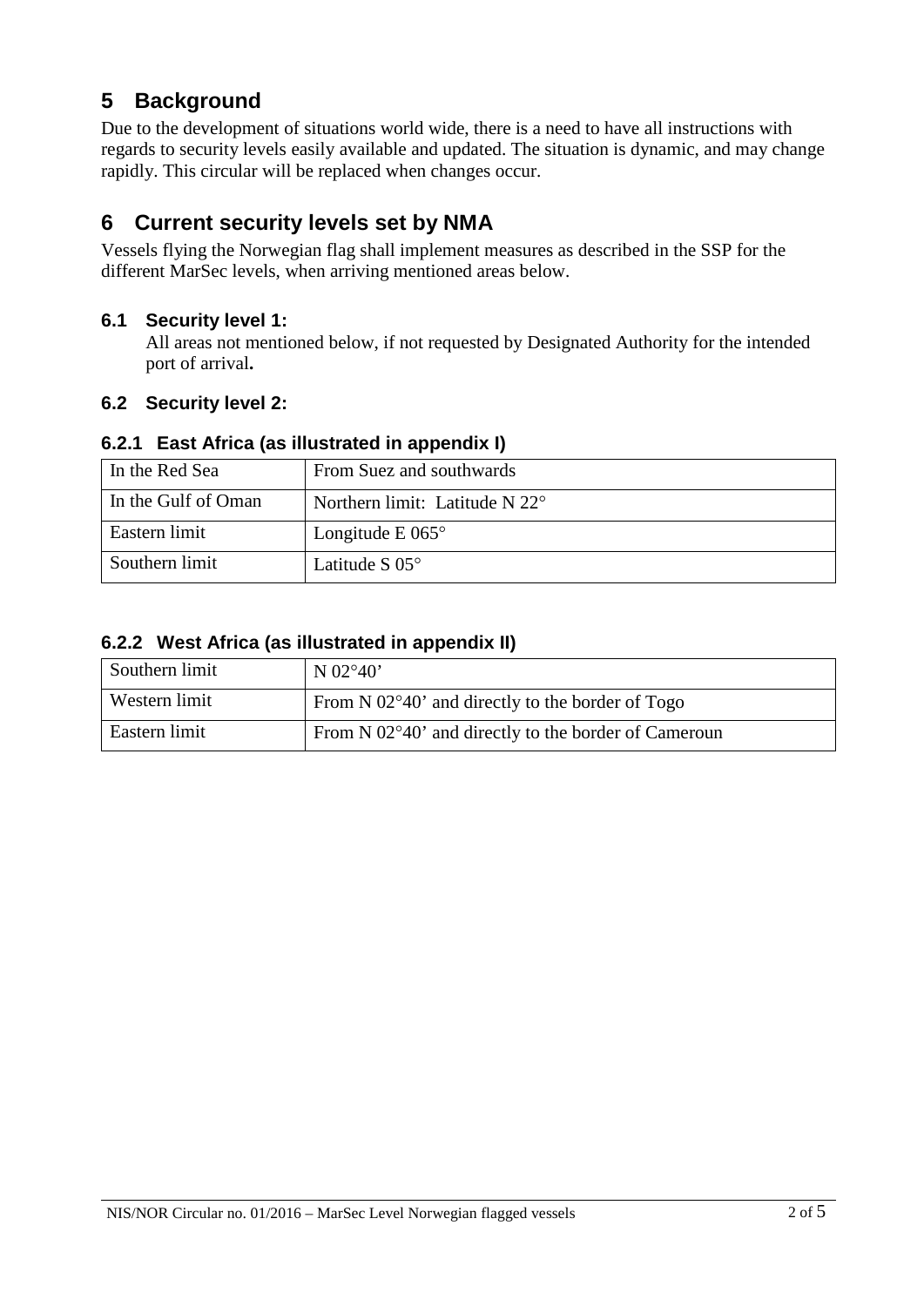# 5 Background

Due to the development of situations world wide, there is a need to have all instructions with regards to security levels easily available and updated. The situation is dynamic, and may change rapidly. This circular will be replaced when changes occur.

# 6 Current security levels set by NMA

Vessels flying the Norwegian flag shall implement measures as described in the SSP for the different MarSec levels, when arriving mentioned areas below.

## 6.1 Security level 1:

All areas not mentioned below, if not requested by Designated Authority for the intended port of arrival**.**

## 6.2 Security level 2:

### 6.2.1 East Africa (as illustrated in appendix I)

| | |
|---|---|
| In the Red Sea | From Suez and southwards |
| In the Gulf of Oman | Northern limit: Latitude N 22° |
| Eastern limit | Longitude E 065° |
| Southern limit | Latitude S 05° |

### 6.2.2 West Africa (as illustrated in appendix II)

| | |
|---|---|
| Southern limit | N 02°40' |
| Western limit | From N 02°40' and directly to the border of Togo |
| Eastern limit | From N 02°40' and directly to the border of Cameroun |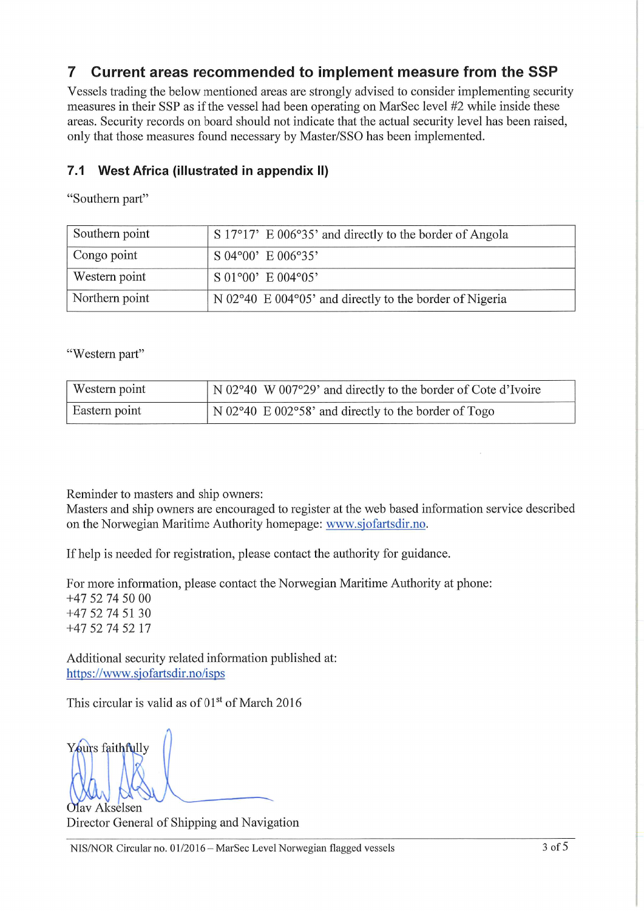## 7 Current areas recommended to implement measure from the SSP

Vessels trading the below mentioned areas are strongly advised to consider implementing security measures in their SSP as if the vessel had been operating on MarSec level #2 while inside these areas. Security records on board should not indicate that the actual security level has been raised, only that those measures found necessary by Master/SSO has been implemented.

### 7.1 West Africa (illustrated in appendix II)

"Southern part"

| | |
|---|---|
| Southern point | S 17°17' E 006°35' and directly to the border of Angola |
| Congo point | S 04°00' E 006°35' |
| Western point | S 01°00' E 004°05' |
| Northern point | N 02°40 E 004°05' and directly to the border of Nigeria |

"Western part"

| | |
|---|---|
| Western point | N 02°40 W 007°29' and directly to the border of Cote d'Ivoire |
| Eastern point | N 02°40 E 002°58' and directly to the border of Togo |

Reminder to masters and ship owners:
Masters and ship owners are encouraged to register at the web based information service described on the Norwegian Maritime Authority homepage: www.sjofartsdir.no.

If help is needed for registration, please contact the authority for guidance.

For more information, please contact the Norwegian Maritime Authority at phone:
+47 52 74 50 00
+47 52 74 51 30
+47 52 74 52 17

Additional security related information published at:
https://www.sjofartsdir.no/isps

This circular is valid as of 01st of March 2016

Yours faithfully

Olav Akselsen
Director General of Shipping and Navigation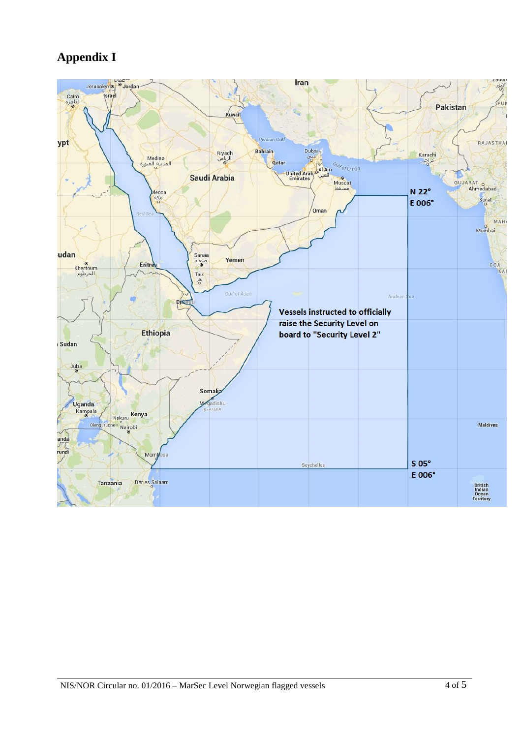# Appendix I

Vessels instructed to officially raise the Security Level on board to "Security Level 2"

N 22°
E 006°

S 05°
E 006°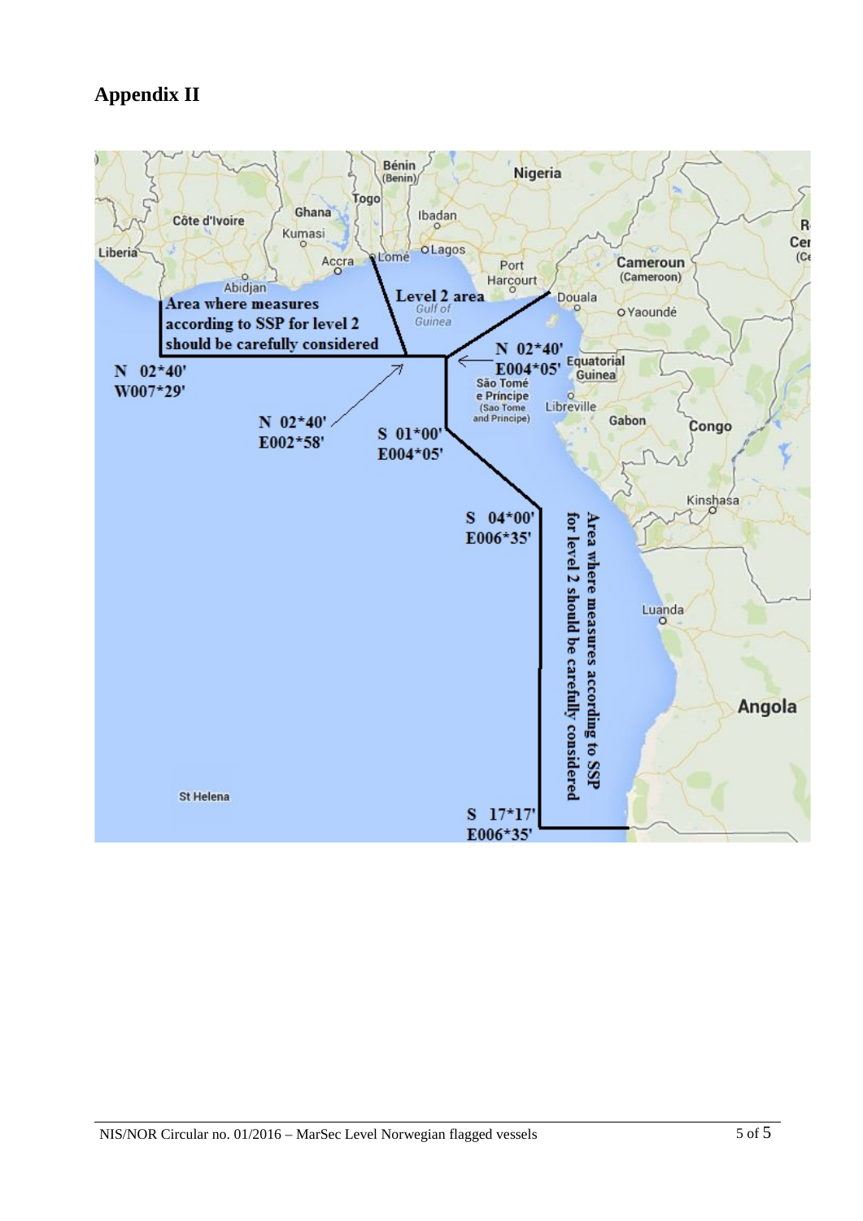# Appendix II

Area where measures according to SSP for level 2 should be carefully considered

Level 2 area

N 02*40'
W007*29'

N 02*40'
E002*58'

N 02*40'
E004*05'

S 01*00'
E004*05'

S 04*00'
E006*35'

S 17*17'
E006*35'

Area where measures according to SSP for level 2 should be carefully considered